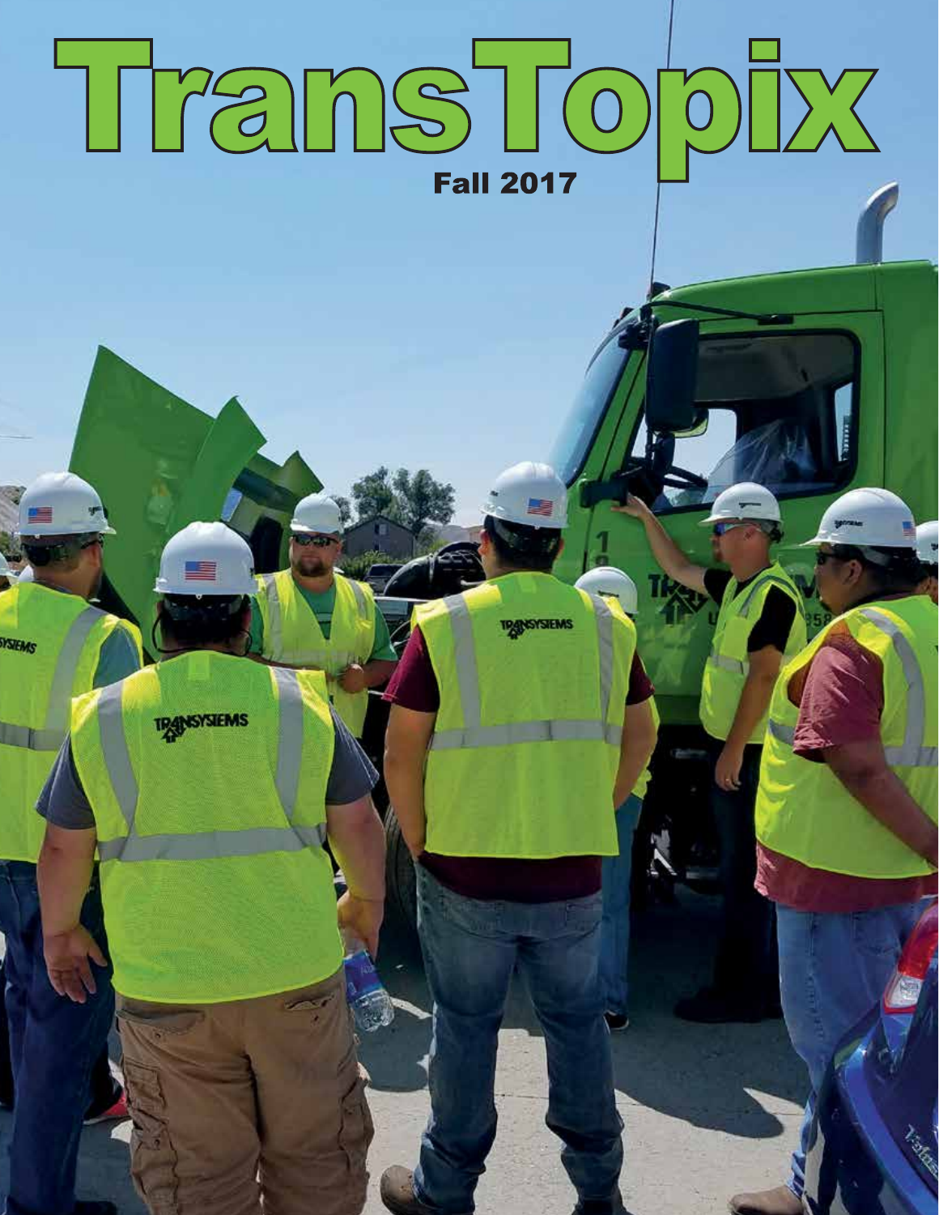# TransTopix

Fall 2017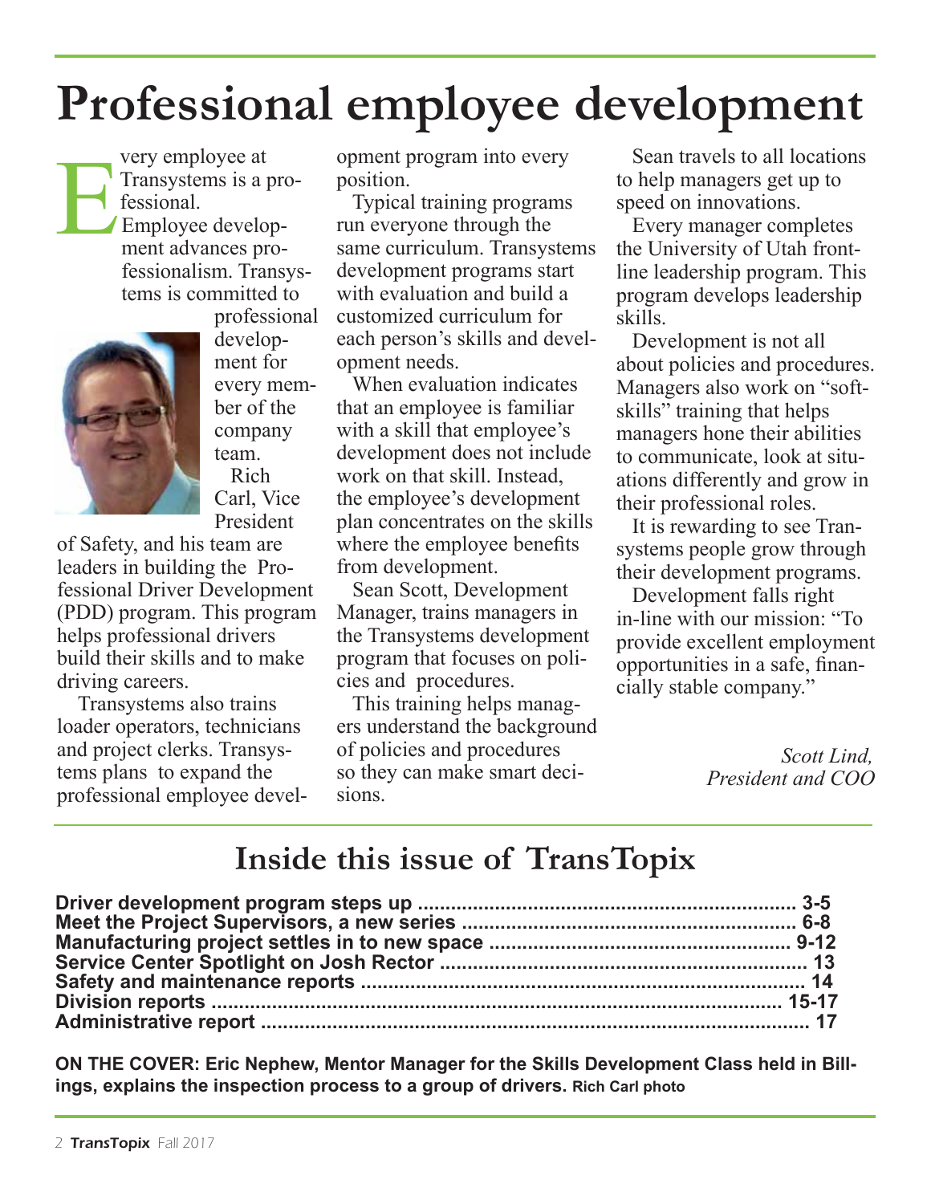# Professional employee development

Every employee at Transystems is a professional. Employee development advances professionalism. Transystems is committed to professional development for every member of the company team.

Rich Carl, Vice President of Safety, and his team are leaders in building the Professional Driver Development (PDD) program. This program helps professional drivers build their skills and to make driving careers.

Transystems also trains loader operators, technicians and project clerks. Transystems plans to expand the professional employee development program into every position.

Typical training programs run everyone through the same curriculum. Transystems development programs start with evaluation and build a customized curriculum for each person's skills and development needs.

When evaluation indicates that an employee is familiar with a skill that employee's development does not include work on that skill. Instead, the employee's development plan concentrates on the skills where the employee benefits from development.

Sean Scott, Development Manager, trains managers in the Transystems development program that focuses on policies and procedures.

This training helps managers understand the background of policies and procedures so they can make smart decisions.

Sean travels to all locations to help managers get up to speed on innovations.

Every manager completes the University of Utah frontline leadership program. This program develops leadership skills.

Development is not all about policies and procedures. Managers also work on "soft-skills" training that helps managers hone their abilities to communicate, look at situations differently and grow in their professional roles.

It is rewarding to see Transystems people grow through their development programs.

Development falls right in-line with our mission: "To provide excellent employment opportunities in a safe, financially stable company."

*Scott Lind,*
*President and COO*

## Inside this issue of TransTopix

**Driver development program steps up ........ 3-5**
**Meet the Project Supervisors, a new series ........ 6-8**
**Manufacturing project settles in to new space ........ 9-12**
**Service Center Spotlight on Josh Rector ........ 13**
**Safety and maintenance reports ........ 14**
**Division reports ........ 15-17**
**Administrative report ........ 17**

**ON THE COVER: Eric Nephew, Mentor Manager for the Skills Development Class held in Billings, explains the inspection process to a group of drivers.** **Rich Carl photo**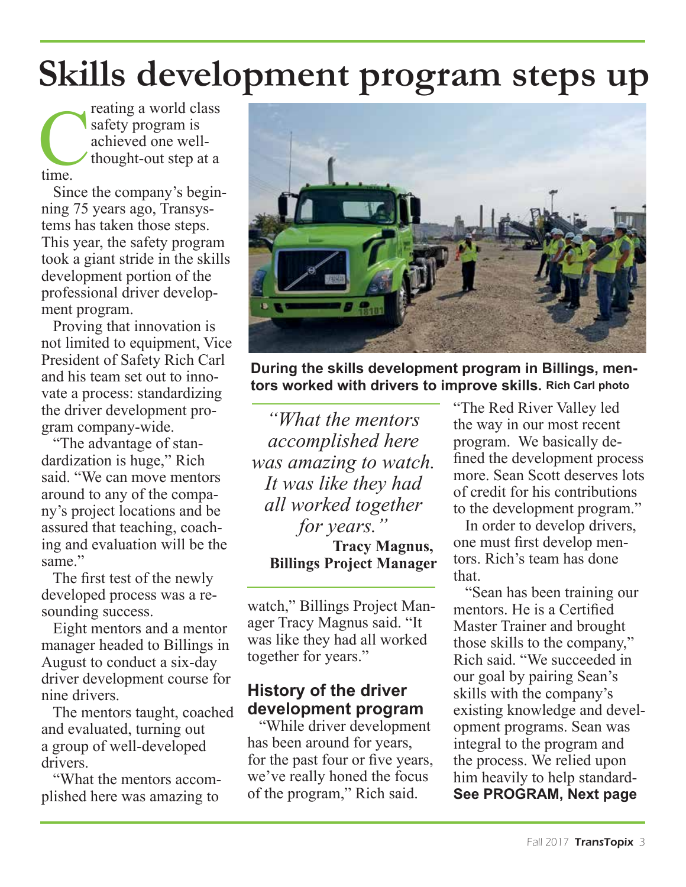# Skills development program steps up

Creating a world class safety program is achieved one well-thought-out step at a time.

Since the company's beginning 75 years ago, Transystems has taken those steps. This year, the safety program took a giant stride in the skills development portion of the professional driver development program.

Proving that innovation is not limited to equipment, Vice President of Safety Rich Carl and his team set out to innovate a process: standardizing the driver development program company-wide.

"The advantage of standardization is huge," Rich said. "We can move mentors around to any of the company's project locations and be assured that teaching, coaching and evaluation will be the same."

The first test of the newly developed process was a resounding success.

Eight mentors and a mentor manager headed to Billings in August to conduct a six-day driver development course for nine drivers.

The mentors taught, coached and evaluated, turning out a group of well-developed drivers.

"What the mentors accomplished here was amazing to watch," Billings Project Manager Tracy Magnus said. "It was like they had all worked together for years."

**During the skills development program in Billings, mentors worked with drivers to improve skills.** Rich Carl photo

> *"What the mentors accomplished here was amazing to watch. It was like they had all worked together for years."*
> **Tracy Magnus, Billings Project Manager**

### History of the driver development program

"While driver development has been around for years, for the past four or five years, we've really honed the focus of the program," Rich said. "The Red River Valley led the way in our most recent program. We basically defined the development process more. Sean Scott deserves lots of credit for his contributions to the development program."

In order to develop drivers, one must first develop mentors. Rich's team has done that.

"Sean has been training our mentors. He is a Certified Master Trainer and brought those skills to the company," Rich said. "We succeeded in our goal by pairing Sean's skills with the company's existing knowledge and development programs. Sean was integral to the program and the process. We relied upon him heavily to help standard-

**See PROGRAM, Next page**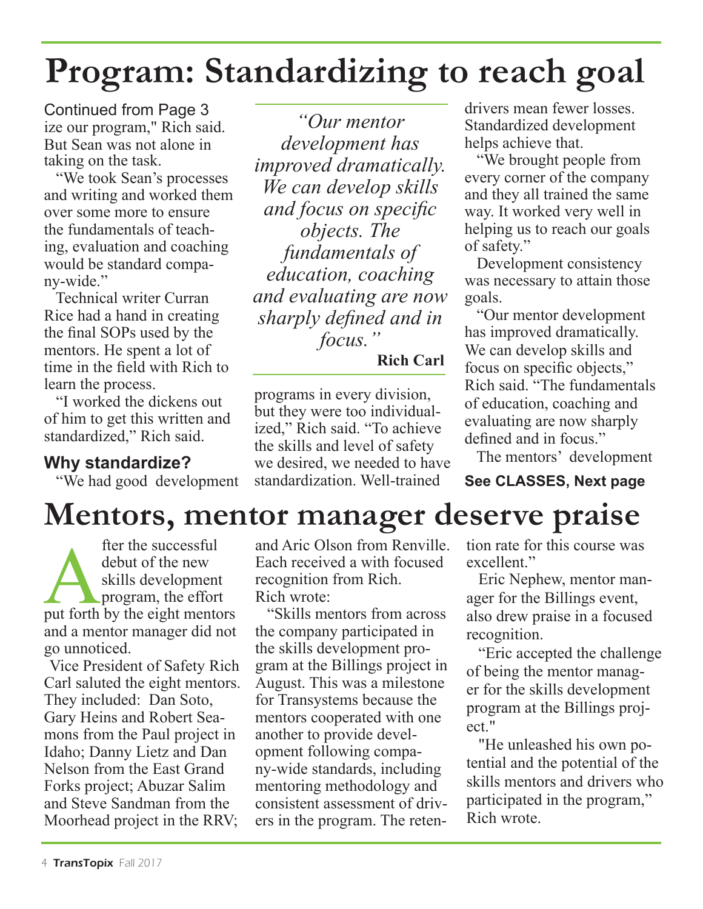# Program: Standardizing to reach goal

Continued from Page 3

ize our program," Rich said. But Sean was not alone in taking on the task.

"We took Sean's processes and writing and worked them over some more to ensure the fundamentals of teaching, evaluation and coaching would be standard company-wide."

Technical writer Curran Rice had a hand in creating the final SOPs used by the mentors. He spent a lot of time in the field with Rich to learn the process.

"I worked the dickens out of him to get this written and standardized," Rich said.

### Why standardize?

"We had good development programs in every division, but they were too individualized," Rich said. "To achieve the skills and level of safety we desired, we needed to have standardization. Well-trained drivers mean fewer losses. Standardized development helps achieve that.

"We brought people from every corner of the company and they all trained the same way. It worked very well in helping us to reach our goals of safety."

Development consistency was necessary to attain those goals.

"Our mentor development has improved dramatically. We can develop skills and focus on specific objects," Rich said. "The fundamentals of education, coaching and evaluating are now sharply defined and in focus."

The mentors' development

**See CLASSES, Next page**

> *"Our mentor development has improved dramatically. We can develop skills and focus on specific objects. The fundamentals of education, coaching and evaluating are now sharply defined and in focus."*
>
> **Rich Carl**

# Mentors, mentor manager deserve praise

After the successful debut of the new skills development program, the effort put forth by the eight mentors and a mentor manager did not go unnoticed.

Vice President of Safety Rich Carl saluted the eight mentors. They included: Dan Soto, Gary Heins and Robert Seamons from the Paul project in Idaho; Danny Lietz and Dan Nelson from the East Grand Forks project; Abuzar Salim and Steve Sandman from the Moorhead project in the RRV; and Aric Olson from Renville. Each received a with focused recognition from Rich. Rich wrote:

"Skills mentors from across the company participated in the skills development program at the Billings project in August. This was a milestone for Transystems because the mentors cooperated with one another to provide development following company-wide standards, including mentoring methodology and consistent assessment of drivers in the program. The retention rate for this course was excellent."

Eric Nephew, mentor manager for the Billings event, also drew praise in a focused recognition.

"Eric accepted the challenge of being the mentor manager for the skills development program at the Billings project."

"He unleashed his own potential and the potential of the skills mentors and drivers who participated in the program," Rich wrote.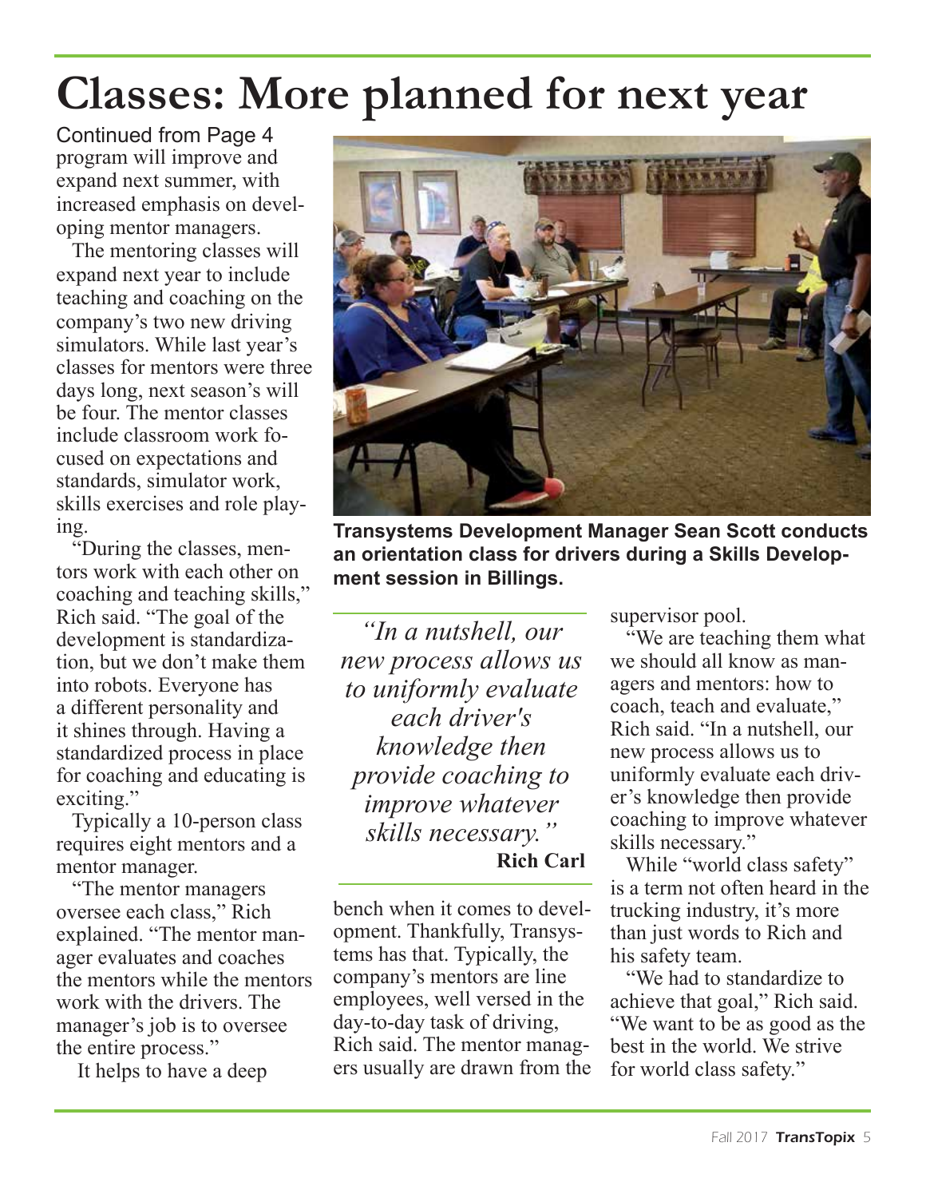# Classes: More planned for next year

Continued from Page 4

program will improve and expand next summer, with increased emphasis on developing mentor managers.

The mentoring classes will expand next year to include teaching and coaching on the company's two new driving simulators. While last year's classes for mentors were three days long, next season's will be four. The mentor classes include classroom work focused on expectations and standards, simulator work, skills exercises and role playing.

"During the classes, mentors work with each other on coaching and teaching skills," Rich said. "The goal of the development is standardization, but we don't make them into robots. Everyone has a different personality and it shines through. Having a standardized process in place for coaching and educating is exciting."

Typically a 10-person class requires eight mentors and a mentor manager.

"The mentor managers oversee each class," Rich explained. "The mentor manager evaluates and coaches the mentors while the mentors work with the drivers. The manager's job is to oversee the entire process."

It helps to have a deep bench when it comes to development. Thankfully, Transystems has that. Typically, the company's mentors are line employees, well versed in the day-to-day task of driving, Rich said. The mentor managers usually are drawn from the supervisor pool.

**Transystems Development Manager Sean Scott conducts an orientation class for drivers during a Skills Development session in Billings.**

*"In a nutshell, our new process allows us to uniformly evaluate each driver's knowledge then provide coaching to improve whatever skills necessary."*
**Rich Carl**

"We are teaching them what we should all know as managers and mentors: how to coach, teach and evaluate," Rich said. "In a nutshell, our new process allows us to uniformly evaluate each driver's knowledge then provide coaching to improve whatever skills necessary."

While "world class safety" is a term not often heard in the trucking industry, it's more than just words to Rich and his safety team.

"We had to standardize to achieve that goal," Rich said. "We want to be as good as the best in the world. We strive for world class safety."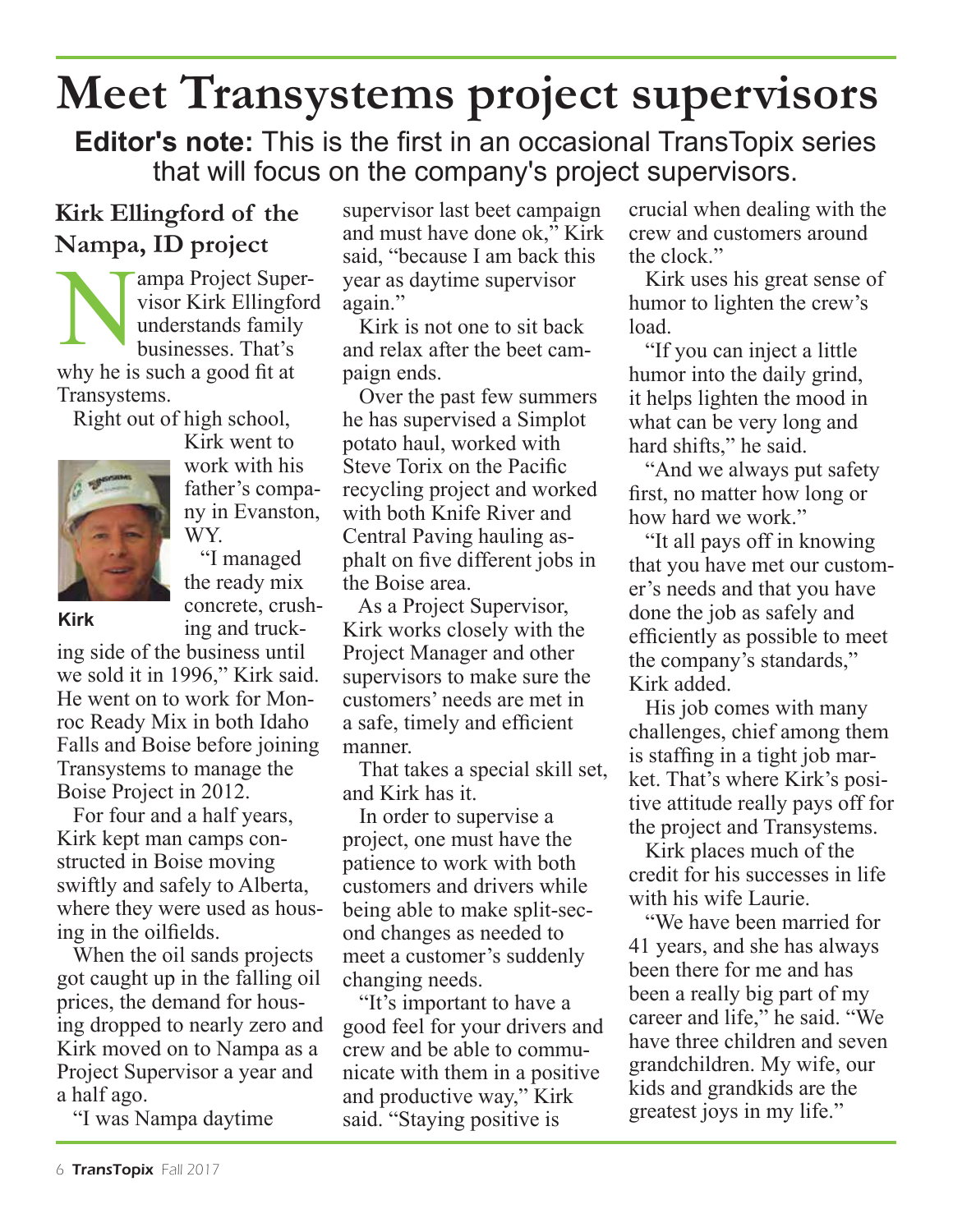# Meet Transystems project supervisors

**Editor's note:** This is the first in an occasional TransTopix series that will focus on the company's project supervisors.

## Kirk Ellingford of the Nampa, ID project

Nampa Project Supervisor Kirk Ellingford understands family businesses. That's why he is such a good fit at Transystems.

Right out of high school, Kirk went to work with his father's company in Evanston, WY.

Kirk

"I managed the ready mix concrete, crushing and trucking side of the business until we sold it in 1996," Kirk said. He went on to work for Monroc Ready Mix in both Idaho Falls and Boise before joining Transystems to manage the Boise Project in 2012.

For four and a half years, Kirk kept man camps constructed in Boise moving swiftly and safely to Alberta, where they were used as housing in the oilfields.

When the oil sands projects got caught up in the falling oil prices, the demand for housing dropped to nearly zero and Kirk moved on to Nampa as a Project Supervisor a year and a half ago.

"I was Nampa daytime supervisor last beet campaign and must have done ok," Kirk said, "because I am back this year as daytime supervisor again."

Kirk is not one to sit back and relax after the beet campaign ends.

Over the past few summers he has supervised a Simplot potato haul, worked with Steve Torix on the Pacific recycling project and worked with both Knife River and Central Paving hauling asphalt on five different jobs in the Boise area.

As a Project Supervisor, Kirk works closely with the Project Manager and other supervisors to make sure the customers' needs are met in a safe, timely and efficient manner.

That takes a special skill set, and Kirk has it.

In order to supervise a project, one must have the patience to work with both customers and drivers while being able to make split-second changes as needed to meet a customer's suddenly changing needs.

"It's important to have a good feel for your drivers and crew and be able to communicate with them in a positive and productive way," Kirk said. "Staying positive is crucial when dealing with the crew and customers around the clock."

Kirk uses his great sense of humor to lighten the crew's load.

"If you can inject a little humor into the daily grind, it helps lighten the mood in what can be very long and hard shifts," he said.

"And we always put safety first, no matter how long or how hard we work."

"It all pays off in knowing that you have met our customer's needs and that you have done the job as safely and efficiently as possible to meet the company's standards," Kirk added.

His job comes with many challenges, chief among them is staffing in a tight job market. That's where Kirk's positive attitude really pays off for the project and Transystems.

Kirk places much of the credit for his successes in life with his wife Laurie.

"We have been married for 41 years, and she has always been there for me and has been a really big part of my career and life," he said. "We have three children and seven grandchildren. My wife, our kids and grandkids are the greatest joys in my life."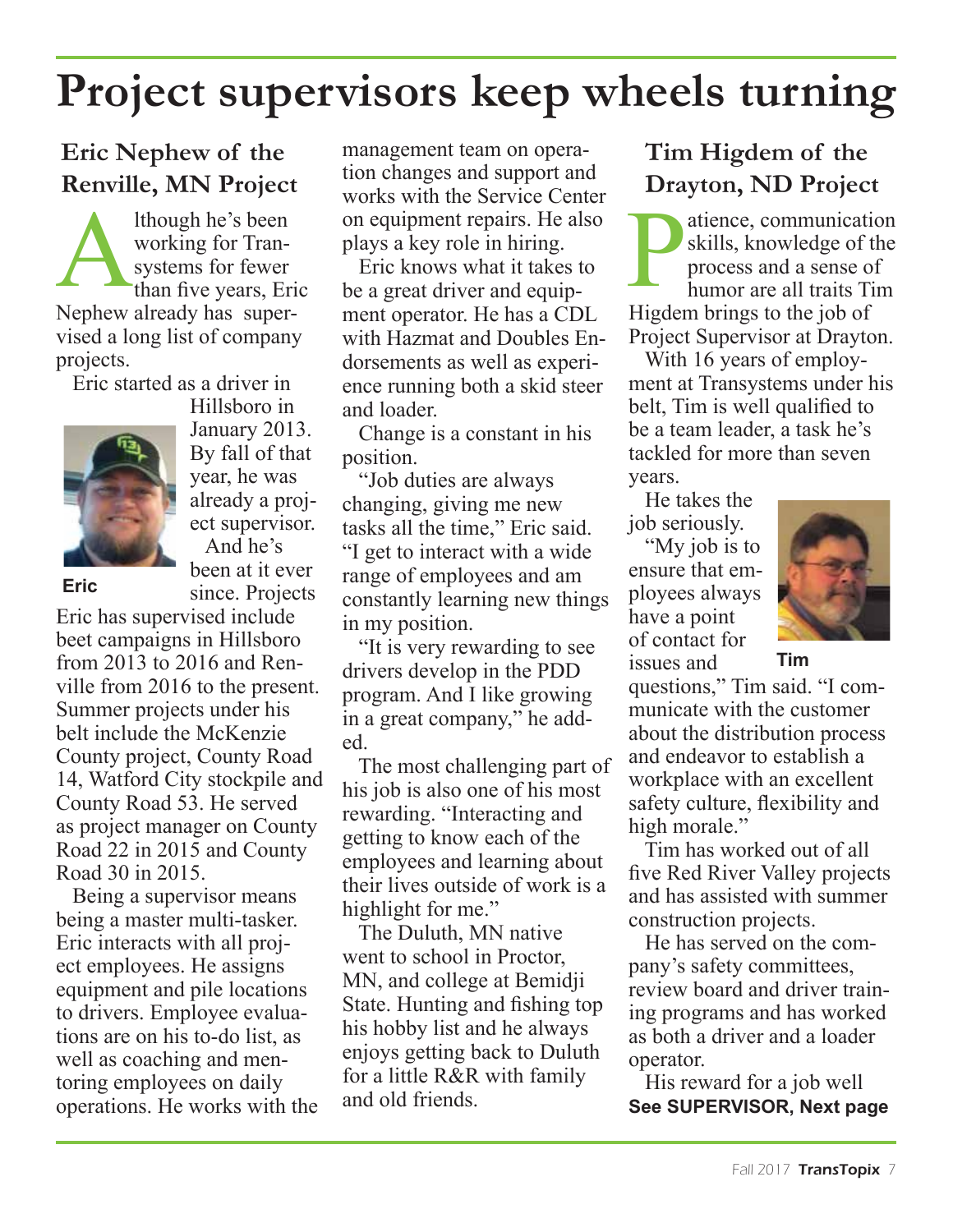# Project supervisors keep wheels turning

## Eric Nephew of the Renville, MN Project

Although he's been working for Transystems for fewer than five years, Eric Nephew already has supervised a long list of company projects.

Eric started as a driver in Hillsboro in January 2013. By fall of that year, he was already a project supervisor.

And he's been at it ever since. Projects Eric has supervised include beet campaigns in Hillsboro from 2013 to 2016 and Renville from 2016 to the present. Summer projects under his belt include the McKenzie County project, County Road 14, Watford City stockpile and County Road 53. He served as project manager on County Road 22 in 2015 and County Road 30 in 2015.

Eric

Being a supervisor means being a master multi-tasker. Eric interacts with all project employees. He assigns equipment and pile locations to drivers. Employee evaluations are on his to-do list, as well as coaching and mentoring employees on daily operations. He works with the management team on operation changes and support and works with the Service Center on equipment repairs. He also plays a key role in hiring.

Eric knows what it takes to be a great driver and equipment operator. He has a CDL with Hazmat and Doubles Endorsements as well as experience running both a skid steer and loader.

Change is a constant in his position.

"Job duties are always changing, giving me new tasks all the time," Eric said. "I get to interact with a wide range of employees and am constantly learning new things in my position.

"It is very rewarding to see drivers develop in the PDD program. And I like growing in a great company," he added.

The most challenging part of his job is also one of his most rewarding. "Interacting and getting to know each of the employees and learning about their lives outside of work is a highlight for me."

The Duluth, MN native went to school in Proctor, MN, and college at Bemidji State. Hunting and fishing top his hobby list and he always enjoys getting back to Duluth for a little R&R with family and old friends.

## Tim Higdem of the Drayton, ND Project

Patience, communication skills, knowledge of the process and a sense of humor are all traits Tim Higdem brings to the job of Project Supervisor at Drayton.

With 16 years of employment at Transystems under his belt, Tim is well qualified to be a team leader, a task he's tackled for more than seven years.

He takes the job seriously.

"My job is to ensure that employees always have a point of contact for issues and questions," Tim said. "I communicate with the customer about the distribution process and endeavor to establish a workplace with an excellent safety culture, flexibility and high morale."

Tim

Tim has worked out of all five Red River Valley projects and has assisted with summer construction projects.

He has served on the company's safety committees, review board and driver training programs and has worked as both a driver and a loader operator.

His reward for a job well

**See SUPERVISOR, Next page**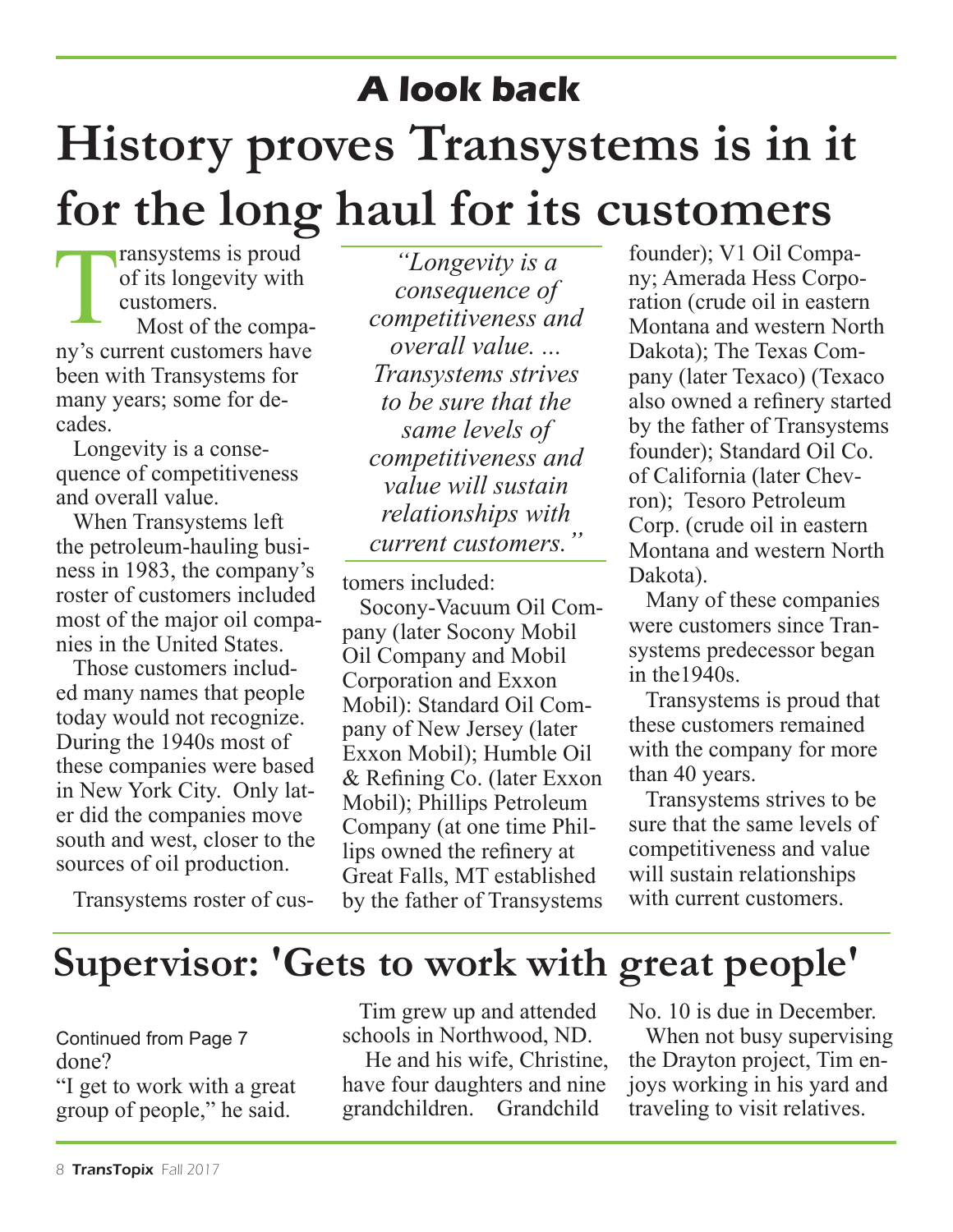## A look back

# History proves Transystems is in it for the long haul for its customers

Transystems is proud of its longevity with customers.

Most of the company's current customers have been with Transystems for many years; some for decades.

Longevity is a consequence of competitiveness and overall value.

When Transystems left the petroleum-hauling business in 1983, the company's roster of customers included most of the major oil companies in the United States.

Those customers included many names that people today would not recognize. During the 1940s most of these companies were based in New York City. Only later did the companies move south and west, closer to the sources of oil production.

Transystems roster of customers included:

Socony-Vacuum Oil Company (later Socony Mobil Oil Company and Mobil Corporation and Exxon Mobil): Standard Oil Company of New Jersey (later Exxon Mobil); Humble Oil & Refining Co. (later Exxon Mobil); Phillips Petroleum Company (at one time Phillips owned the refinery at Great Falls, MT established by the father of Transystems founder); V1 Oil Company; Amerada Hess Corporation (crude oil in eastern Montana and western North Dakota); The Texas Company (later Texaco) (Texaco also owned a refinery started by the father of Transystems founder); Standard Oil Co. of California (later Chevron); Tesoro Petroleum Corp. (crude oil in eastern Montana and western North Dakota).

Many of these companies were customers since Transystems predecessor began in the1940s.

Transystems is proud that these customers remained with the company for more than 40 years.

Transystems strives to be sure that the same levels of competitiveness and value will sustain relationships with current customers.

*"Longevity is a consequence of competitiveness and overall value. ... Transystems strives to be sure that the same levels of competitiveness and value will sustain relationships with current customers."*

# Supervisor: 'Gets to work with great people'

Continued from Page 7

done?

"I get to work with a great group of people," he said.

Tim grew up and attended schools in Northwood, ND.

He and his wife, Christine, have four daughters and nine grandchildren. Grandchild No. 10 is due in December.

When not busy supervising the Drayton project, Tim enjoys working in his yard and traveling to visit relatives.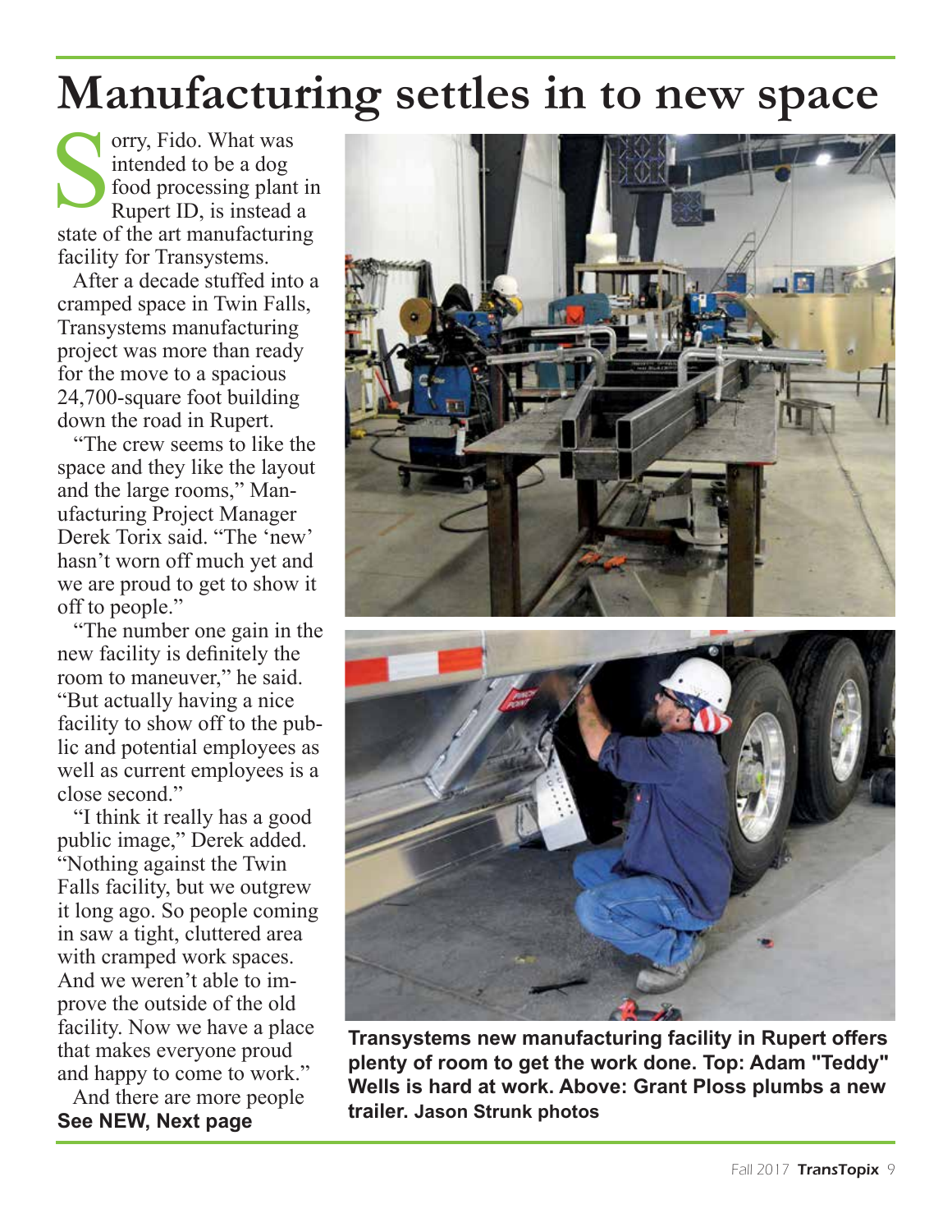# Manufacturing settles in to new space

Sorry, Fido. What was intended to be a dog food processing plant in Rupert ID, is instead a state of the art manufacturing facility for Transystems.

After a decade stuffed into a cramped space in Twin Falls, Transystems manufacturing project was more than ready for the move to a spacious 24,700-square foot building down the road in Rupert.

"The crew seems to like the space and they like the layout and the large rooms," Manufacturing Project Manager Derek Torix said. "The 'new' hasn't worn off much yet and we are proud to get to show it off to people."

"The number one gain in the new facility is definitely the room to maneuver," he said. "But actually having a nice facility to show off to the public and potential employees as well as current employees is a close second."

"I think it really has a good public image," Derek added. "Nothing against the Twin Falls facility, but we outgrew it long ago. So people coming in saw a tight, cluttered area with cramped work spaces. And we weren't able to improve the outside of the old facility. Now we have a place that makes everyone proud and happy to come to work."

And there are more people

**See NEW, Next page**

**Transystems new manufacturing facility in Rupert offers plenty of room to get the work done. Top: Adam "Teddy" Wells is hard at work. Above: Grant Ploss plumbs a new trailer. Jason Strunk photos**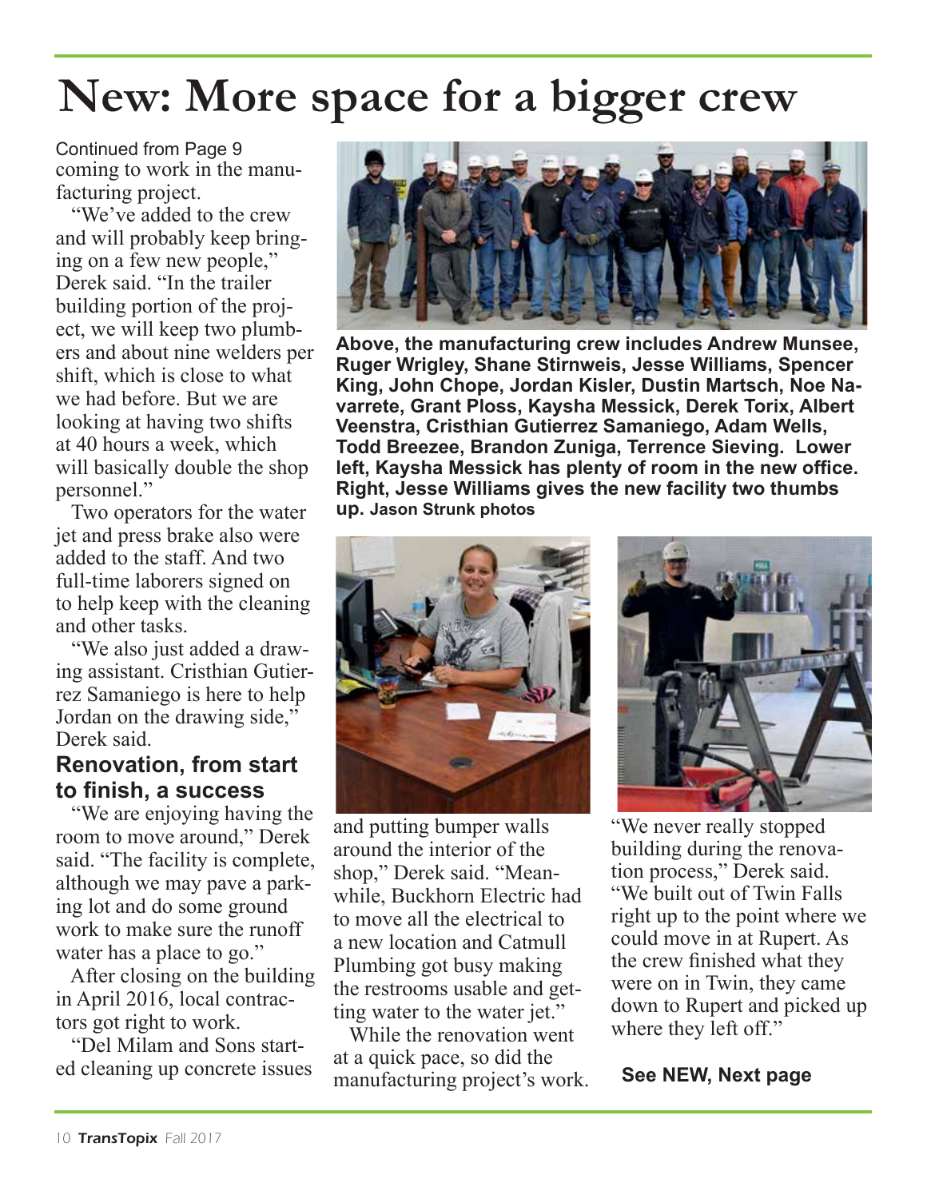# New: More space for a bigger crew

Continued from Page 9

coming to work in the manufacturing project.

"We've added to the crew and will probably keep bringing on a few new people," Derek said. "In the trailer building portion of the project, we will keep two plumbers and about nine welders per shift, which is close to what we had before. But we are looking at having two shifts at 40 hours a week, which will basically double the shop personnel."

Two operators for the water jet and press brake also were added to the staff. And two full-time laborers signed on to help keep with the cleaning and other tasks.

"We also just added a drawing assistant. Cristhian Gutierrez Samaniego is here to help Jordan on the drawing side," Derek said.

**Above, the manufacturing crew includes Andrew Munsee, Ruger Wrigley, Shane Stirnweis, Jesse Williams, Spencer King, John Chope, Jordan Kisler, Dustin Martsch, Noe Navarrete, Grant Ploss, Kaysha Messick, Derek Torix, Albert Veenstra, Cristhian Gutierrez Samaniego, Adam Wells, Todd Breezee, Brandon Zuniga, Terrence Sieving. Lower left, Kaysha Messick has plenty of room in the new office. Right, Jesse Williams gives the new facility two thumbs up.** **Jason Strunk photos**

## Renovation, from start to finish, a success

"We are enjoying having the room to move around," Derek said. "The facility is complete, although we may pave a parking lot and do some ground work to make sure the runoff water has a place to go."

After closing on the building in April 2016, local contractors got right to work.

"Del Milam and Sons started cleaning up concrete issues and putting bumper walls around the interior of the shop," Derek said. "Meanwhile, Buckhorn Electric had to move all the electrical to a new location and Catmull Plumbing got busy making the restrooms usable and getting water to the water jet."

While the renovation went at a quick pace, so did the manufacturing project's work.

"We never really stopped building during the renovation process," Derek said. "We built out of Twin Falls right up to the point where we could move in at Rupert. As the crew finished what they were on in Twin, they came down to Rupert and picked up where they left off."

**See NEW, Next page**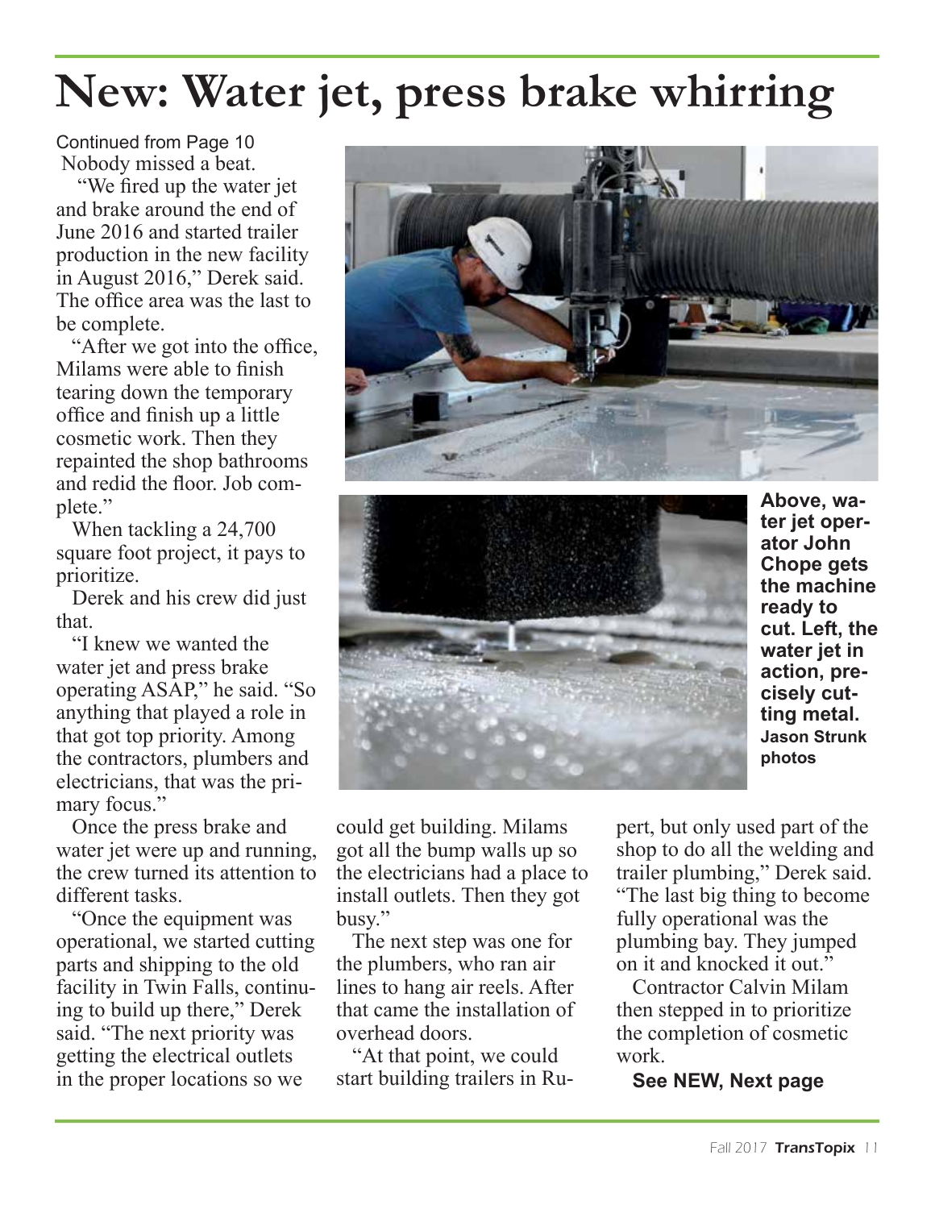# New: Water jet, press brake whirring

Continued from Page 10

Nobody missed a beat.

"We fired up the water jet and brake around the end of June 2016 and started trailer production in the new facility in August 2016," Derek said. The office area was the last to be complete.

"After we got into the office, Milams were able to finish tearing down the temporary office and finish up a little cosmetic work. Then they repainted the shop bathrooms and redid the floor. Job complete."

When tackling a 24,700 square foot project, it pays to prioritize.

Derek and his crew did just that.

"I knew we wanted the water jet and press brake operating ASAP," he said. "So anything that played a role in that got top priority. Among the contractors, plumbers and electricians, that was the primary focus."

Once the press brake and water jet were up and running, the crew turned its attention to different tasks.

"Once the equipment was operational, we started cutting parts and shipping to the old facility in Twin Falls, continuing to build up there," Derek said. "The next priority was getting the electrical outlets in the proper locations so we could get building. Milams got all the bump walls up so the electricians had a place to install outlets. Then they got busy."

The next step was one for the plumbers, who ran air lines to hang air reels. After that came the installation of overhead doors.

"At that point, we could start building trailers in Rupert, but only used part of the shop to do all the welding and trailer plumbing," Derek said. "The last big thing to become fully operational was the plumbing bay. They jumped on it and knocked it out."

Contractor Calvin Milam then stepped in to prioritize the completion of cosmetic work.

**See NEW, Next page**

**Above, water jet operator John Chope gets the machine ready to cut. Left, the water jet in action, precisely cutting metal.** **Jason Strunk photos**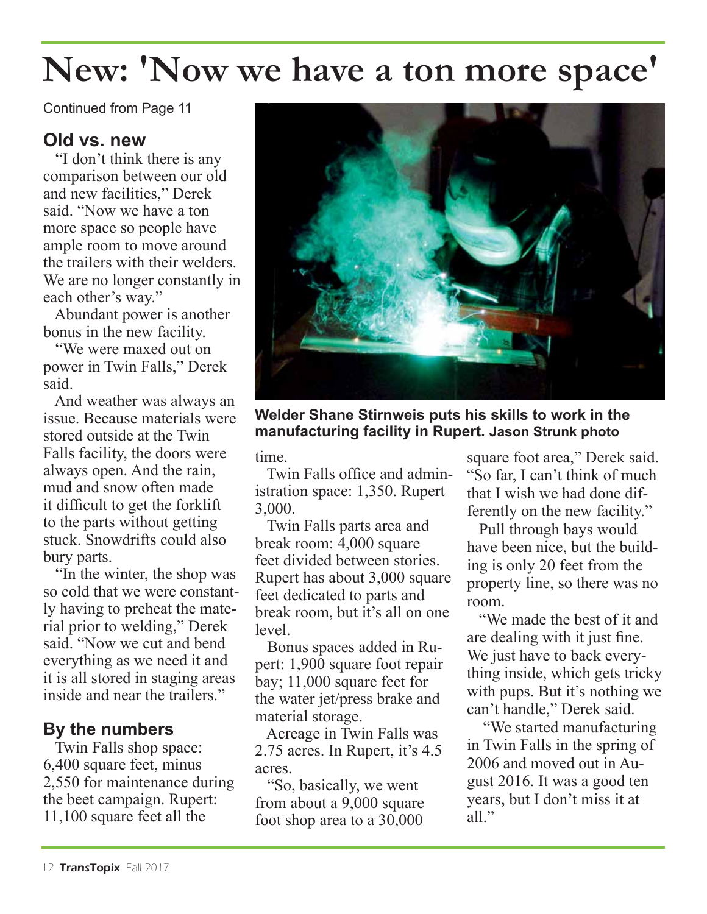# New: 'Now we have a ton more space'

Continued from Page 11

## Old vs. new

"I don't think there is any comparison between our old and new facilities," Derek said. "Now we have a ton more space so people have ample room to move around the trailers with their welders. We are no longer constantly in each other's way."

Abundant power is another bonus in the new facility.

"We were maxed out on power in Twin Falls," Derek said.

And weather was always an issue. Because materials were stored outside at the Twin Falls facility, the doors were always open. And the rain, mud and snow often made it difficult to get the forklift to the parts without getting stuck. Snowdrifts could also bury parts.

"In the winter, the shop was so cold that we were constantly having to preheat the material prior to welding," Derek said. "Now we cut and bend everything as we need it and it is all stored in staging areas inside and near the trailers."

## By the numbers

Twin Falls shop space: 6,400 square feet, minus 2,550 for maintenance during the beet campaign. Rupert: 11,100 square feet all the time.

Twin Falls office and administration space: 1,350. Rupert 3,000.

Twin Falls parts area and break room: 4,000 square feet divided between stories. Rupert has about 3,000 square feet dedicated to parts and break room, but it's all on one level.

Bonus spaces added in Rupert: 1,900 square foot repair bay; 11,000 square feet for the water jet/press brake and material storage.

Acreage in Twin Falls was 2.75 acres. In Rupert, it's 4.5 acres.

"So, basically, we went from about a 9,000 square foot shop area to a 30,000 square foot area," Derek said. "So far, I can't think of much that I wish we had done differently on the new facility."

Pull through bays would have been nice, but the building is only 20 feet from the property line, so there was no room.

"We made the best of it and are dealing with it just fine. We just have to back everything inside, which gets tricky with pups. But it's nothing we can't handle," Derek said.

"We started manufacturing in Twin Falls in the spring of 2006 and moved out in August 2016. It was a good ten years, but I don't miss it at all."

**Welder Shane Stirnweis puts his skills to work in the manufacturing facility in Rupert. Jason Strunk photo**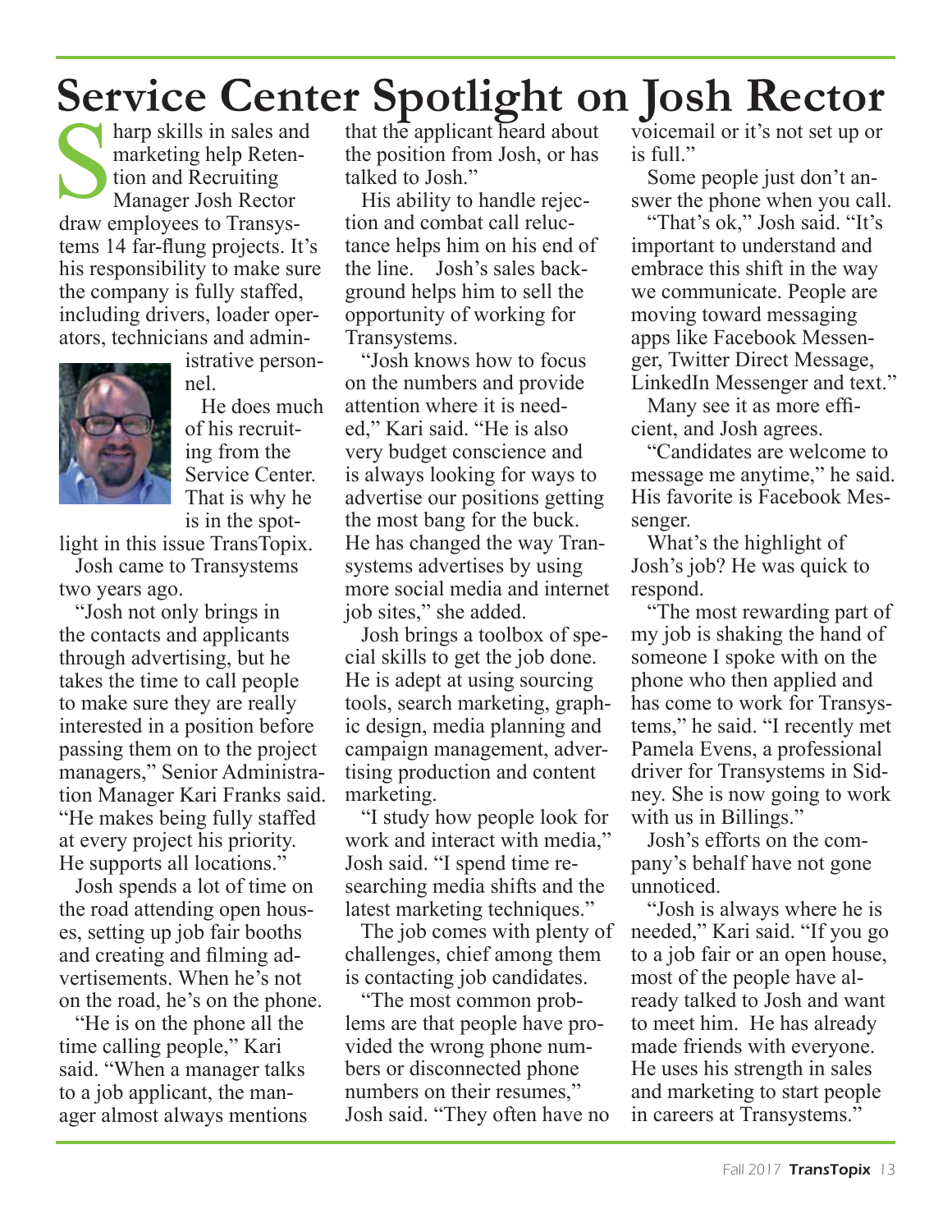# Service Center Spotlight on Josh Rector

Sharp skills in sales and marketing help Retention and Recruiting Manager Josh Rector draw employees to Transystems 14 far-flung projects. It's his responsibility to make sure the company is fully staffed, including drivers, loader operators, technicians and administrative personnel.

He does much of his recruiting from the Service Center. That is why he is in the spotlight in this issue TransTopix.

Josh came to Transystems two years ago.

"Josh not only brings in the contacts and applicants through advertising, but he takes the time to call people to make sure they are really interested in a position before passing them on to the project managers," Senior Administration Manager Kari Franks said. "He makes being fully staffed at every project his priority. He supports all locations."

Josh spends a lot of time on the road attending open houses, setting up job fair booths and creating and filming advertisements. When he's not on the road, he's on the phone.

"He is on the phone all the time calling people," Kari said. "When a manager talks to a job applicant, the manager almost always mentions that the applicant heard about the position from Josh, or has talked to Josh."

His ability to handle rejection and combat call reluctance helps him on his end of the line. Josh's sales background helps him to sell the opportunity of working for Transystems.

"Josh knows how to focus on the numbers and provide attention where it is needed," Kari said. "He is also very budget conscience and is always looking for ways to advertise our positions getting the most bang for the buck. He has changed the way Transystems advertises by using more social media and internet job sites," she added.

Josh brings a toolbox of special skills to get the job done. He is adept at using sourcing tools, search marketing, graphic design, media planning and campaign management, advertising production and content marketing.

"I study how people look for work and interact with media," Josh said. "I spend time researching media shifts and the latest marketing techniques."

The job comes with plenty of challenges, chief among them is contacting job candidates.

"The most common problems are that people have provided the wrong phone numbers or disconnected phone numbers on their resumes," Josh said. "They often have no voicemail or it's not set up or is full."

Some people just don't answer the phone when you call.

"That's ok," Josh said. "It's important to understand and embrace this shift in the way we communicate. People are moving toward messaging apps like Facebook Messenger, Twitter Direct Message, LinkedIn Messenger and text."

Many see it as more efficient, and Josh agrees.

"Candidates are welcome to message me anytime," he said. His favorite is Facebook Messenger.

What's the highlight of Josh's job? He was quick to respond.

"The most rewarding part of my job is shaking the hand of someone I spoke with on the phone who then applied and has come to work for Transystems," he said. "I recently met Pamela Evens, a professional driver for Transystems in Sidney. She is now going to work with us in Billings."

Josh's efforts on the company's behalf have not gone unnoticed.

"Josh is always where he is needed," Kari said. "If you go to a job fair or an open house, most of the people have already talked to Josh and want to meet him. He has already made friends with everyone. He uses his strength in sales and marketing to start people in careers at Transystems."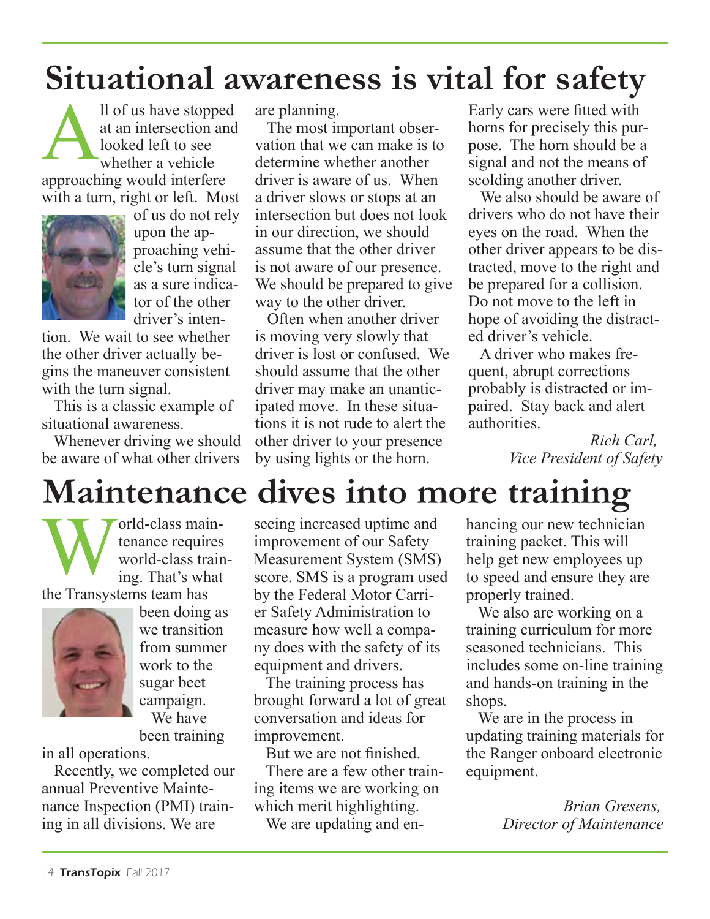# Situational awareness is vital for safety

All of us have stopped at an intersection and looked left to see whether a vehicle approaching would interfere with a turn, right or left. Most of us do not rely upon the approaching vehicle's turn signal as a sure indicator of the other driver's intention. We wait to see whether the other driver actually begins the maneuver consistent with the turn signal.

This is a classic example of situational awareness.

Whenever driving we should be aware of what other drivers are planning.

The most important observation that we can make is to determine whether another driver is aware of us. When a driver slows or stops at an intersection but does not look in our direction, we should assume that the other driver is not aware of our presence. We should be prepared to give way to the other driver.

Often when another driver is moving very slowly that driver is lost or confused. We should assume that the other driver may make an unanticipated move. In these situations it is not rude to alert the other driver to your presence by using lights or the horn. Early cars were fitted with horns for precisely this purpose. The horn should be a signal and not the means of scolding another driver.

We also should be aware of drivers who do not have their eyes on the road. When the other driver appears to be distracted, move to the right and be prepared for a collision. Do not move to the left in hope of avoiding the distracted driver's vehicle.

A driver who makes frequent, abrupt corrections probably is distracted or impaired. Stay back and alert authorities.

*Rich Carl,*
*Vice President of Safety*

# Maintenance dives into more training

World-class maintenance requires world-class training. That's what the Transystems team has been doing as we transition from summer work to the sugar beet campaign.

We have been training in all operations.

Recently, we completed our annual Preventive Maintenance Inspection (PMI) training in all divisions. We are seeing increased uptime and improvement of our Safety Measurement System (SMS) score. SMS is a program used by the Federal Motor Carrier Safety Administration to measure how well a company does with the safety of its equipment and drivers.

The training process has brought forward a lot of great conversation and ideas for improvement.

But we are not finished.

There are a few other training items we are working on which merit highlighting.

We are updating and enhancing our new technician training packet. This will help get new employees up to speed and ensure they are properly trained.

We also are working on a training curriculum for more seasoned technicians. This includes some on-line training and hands-on training in the shops.

We are in the process in updating training materials for the Ranger onboard electronic equipment.

*Brian Gresens,*
*Director of Maintenance*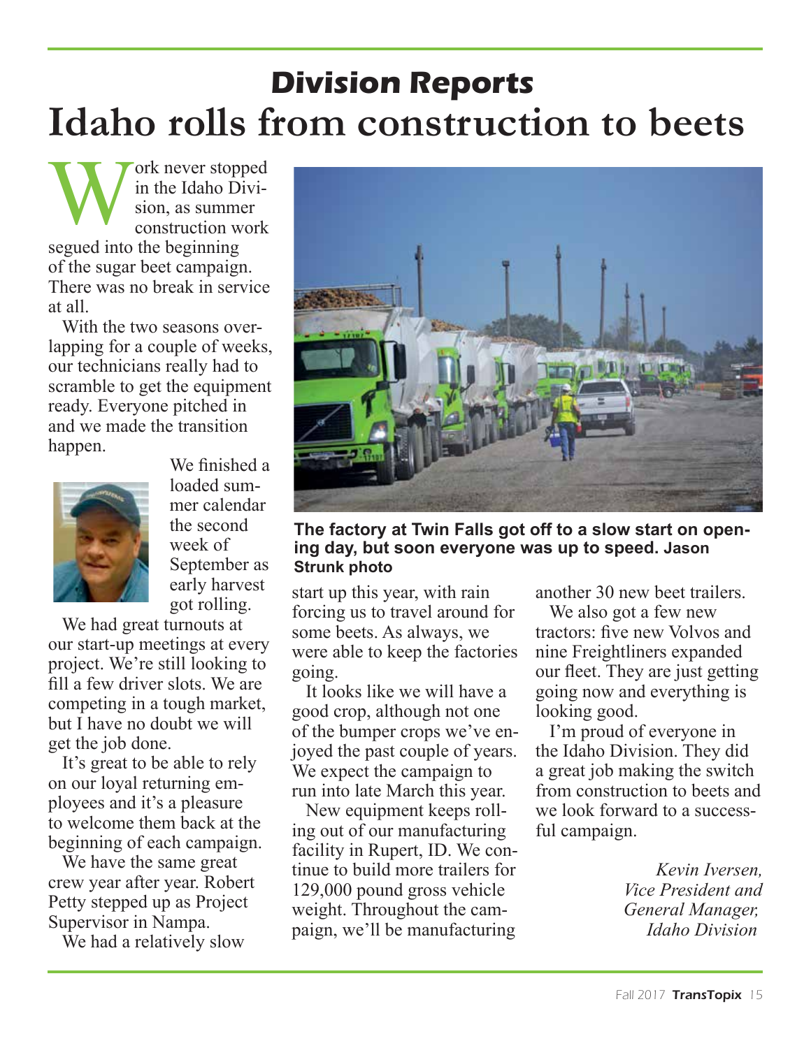## Division Reports

# Idaho rolls from construction to beets

Work never stopped in the Idaho Division, as summer construction work segued into the beginning of the sugar beet campaign. There was no break in service at all.

With the two seasons overlapping for a couple of weeks, our technicians really had to scramble to get the equipment ready. Everyone pitched in and we made the transition happen.

We finished a loaded summer calendar the second week of September as early harvest got rolling.

We had great turnouts at our start-up meetings at every project. We're still looking to fill a few driver slots. We are competing in a tough market, but I have no doubt we will get the job done.

It's great to be able to rely on our loyal returning employees and it's a pleasure to welcome them back at the beginning of each campaign.

We have the same great crew year after year. Robert Petty stepped up as Project Supervisor in Nampa.

We had a relatively slow start up this year, with rain forcing us to travel around for some beets. As always, we were able to keep the factories going.

It looks like we will have a good crop, although not one of the bumper crops we've enjoyed the past couple of years. We expect the campaign to run into late March this year.

New equipment keeps rolling out of our manufacturing facility in Rupert, ID. We continue to build more trailers for 129,000 pound gross vehicle weight. Throughout the campaign, we'll be manufacturing another 30 new beet trailers.

We also got a few new tractors: five new Volvos and nine Freightliners expanded our fleet. They are just getting going now and everything is looking good.

I'm proud of everyone in the Idaho Division. They did a great job making the switch from construction to beets and we look forward to a successful campaign.

*Kevin Iversen,*
*Vice President and General Manager,*
*Idaho Division*

**The factory at Twin Falls got off to a slow start on opening day, but soon everyone was up to speed. Jason Strunk photo**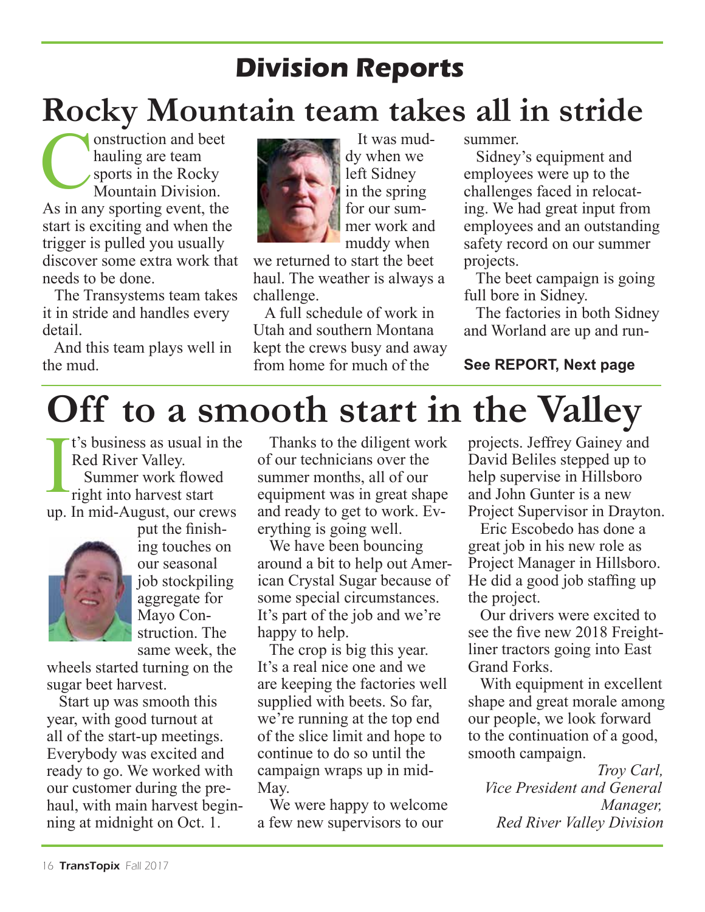## Division Reports

# Rocky Mountain team takes all in stride

Construction and beet hauling are team sports in the Rocky Mountain Division. As in any sporting event, the start is exciting and when the trigger is pulled you usually discover some extra work that needs to be done.

The Transystems team takes it in stride and handles every detail.

And this team plays well in the mud.

It was muddy when we left Sidney in the spring for our summer work and muddy when we returned to start the beet haul. The weather is always a challenge.

A full schedule of work in Utah and southern Montana kept the crews busy and away from home for much of the summer.

Sidney's equipment and employees were up to the challenges faced in relocating. We had great input from employees and an outstanding safety record on our summer projects.

The beet campaign is going full bore in Sidney.

The factories in both Sidney and Worland are up and run-

**See REPORT, Next page**

# Off to a smooth start in the Valley

It's business as usual in the Red River Valley.

Summer work flowed right into harvest start up. In mid-August, our crews put the finishing touches on our seasonal job stockpiling aggregate for Mayo Construction. The same week, the wheels started turning on the sugar beet harvest.

Start up was smooth this year, with good turnout at all of the start-up meetings. Everybody was excited and ready to go. We worked with our customer during the prehaul, with main harvest beginning at midnight on Oct. 1.

Thanks to the diligent work of our technicians over the summer months, all of our equipment was in great shape and ready to get to work. Everything is going well.

We have been bouncing around a bit to help out American Crystal Sugar because of some special circumstances. It's part of the job and we're happy to help.

The crop is big this year. It's a real nice one and we are keeping the factories well supplied with beets. So far, we're running at the top end of the slice limit and hope to continue to do so until the campaign wraps up in mid-May.

We were happy to welcome a few new supervisors to our projects. Jeffrey Gainey and David Beliles stepped up to help supervise in Hillsboro and John Gunter is a new Project Supervisor in Drayton.

Eric Escobedo has done a great job in his new role as Project Manager in Hillsboro. He did a good job staffing up the project.

Our drivers were excited to see the five new 2018 Freightliner tractors going into East Grand Forks.

With equipment in excellent shape and great morale among our people, we look forward to the continuation of a good, smooth campaign.

*Troy Carl,*
*Vice President and General Manager,*
*Red River Valley Division*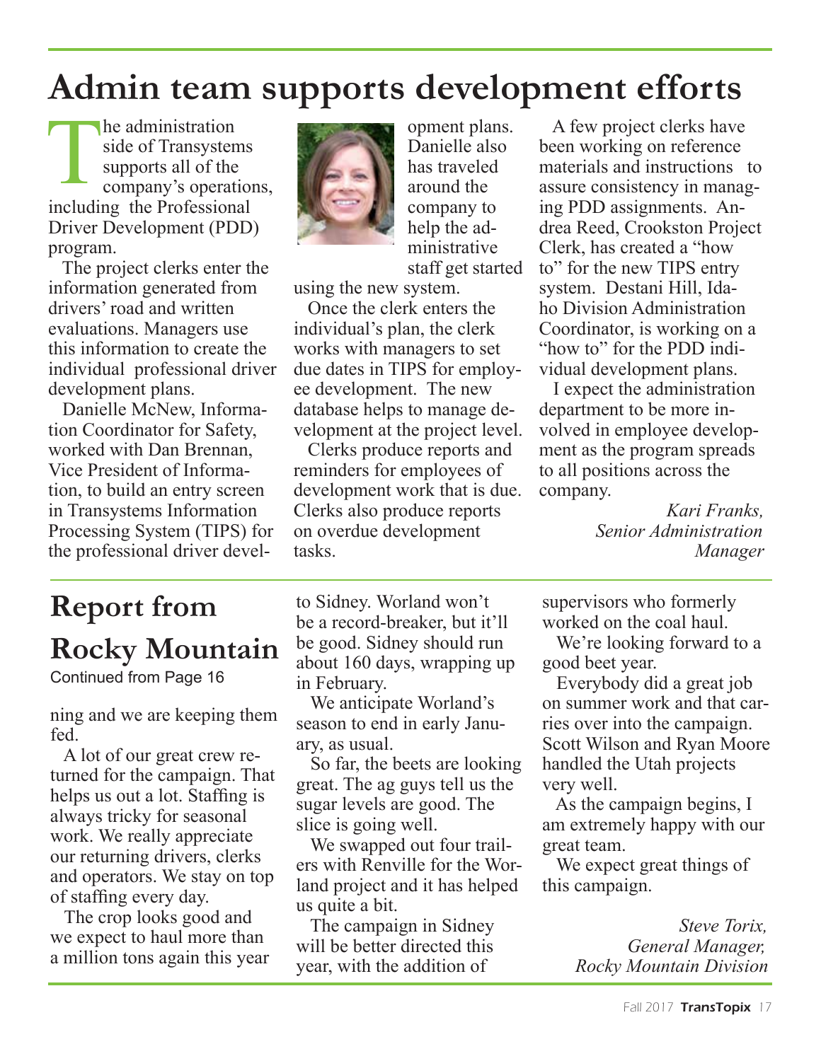# Admin team supports development efforts

The administration side of Transystems supports all of the company's operations, including the Professional Driver Development (PDD) program.

The project clerks enter the information generated from drivers' road and written evaluations. Managers use this information to create the individual professional driver development plans.

Danielle McNew, Information Coordinator for Safety, worked with Dan Brennan, Vice President of Information, to build an entry screen in Transystems Information Processing System (TIPS) for the professional driver development plans. Danielle also has traveled around the company to help the administrative staff get started using the new system.

Once the clerk enters the individual's plan, the clerk works with managers to set due dates in TIPS for employee development. The new database helps to manage development at the project level.

Clerks produce reports and reminders for employees of development work that is due. Clerks also produce reports on overdue development tasks.

A few project clerks have been working on reference materials and instructions to assure consistency in managing PDD assignments. Andrea Reed, Crookston Project Clerk, has created a "how to" for the new TIPS entry system. Destani Hill, Idaho Division Administration Coordinator, is working on a "how to" for the PDD individual development plans.

I expect the administration department to be more involved in employee development as the program spreads to all positions across the company.

*Kari Franks,*
*Senior Administration Manager*

# Report from Rocky Mountain

Continued from Page 16

ning and we are keeping them fed.

A lot of our great crew returned for the campaign. That helps us out a lot. Staffing is always tricky for seasonal work. We really appreciate our returning drivers, clerks and operators. We stay on top of staffing every day.

The crop looks good and we expect to haul more than a million tons again this year to Sidney. Worland won't be a record-breaker, but it'll be good. Sidney should run about 160 days, wrapping up in February.

We anticipate Worland's season to end in early January, as usual.

So far, the beets are looking great. The ag guys tell us the sugar levels are good. The slice is going well.

We swapped out four trailers with Renville for the Worland project and it has helped us quite a bit.

The campaign in Sidney will be better directed this year, with the addition of supervisors who formerly worked on the coal haul.

We're looking forward to a good beet year.

Everybody did a great job on summer work and that carries over into the campaign. Scott Wilson and Ryan Moore handled the Utah projects very well.

As the campaign begins, I am extremely happy with our great team.

We expect great things of this campaign.

*Steve Torix,*
*General Manager,*
*Rocky Mountain Division*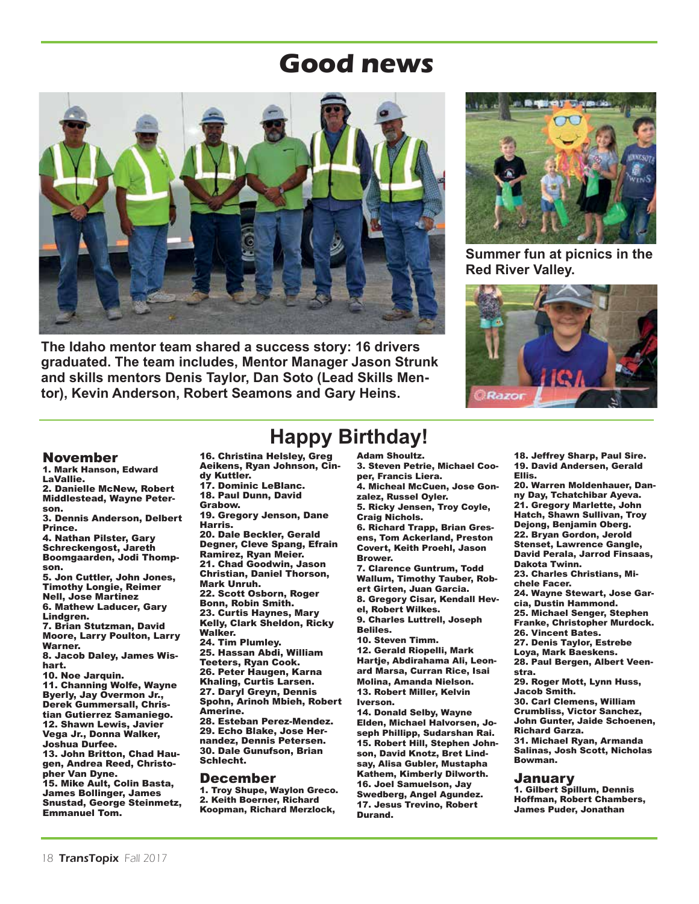# Good news

The Idaho mentor team shared a success story: 16 drivers graduated. The team includes, Mentor Manager Jason Strunk and skills mentors Denis Taylor, Dan Soto (Lead Skills Mentor), Kevin Anderson, Robert Seamons and Gary Heins.

Summer fun at picnics in the Red River Valley.

## Happy Birthday!

### November

1. Mark Hanson, Edward LaVallie.
2. Danielle McNew, Robert Middlestead, Wayne Peterson.
3. Dennis Anderson, Delbert Prince.
4. Nathan Pilster, Gary Schreckengost, Jareth Boomgaarden, Jodi Thompson.
5. Jon Cuttler, John Jones, Timothy Longie, Reimer Nell, Jose Martinez
6. Mathew Laducer, Gary Lindgren.
7. Brian Stutzman, David Moore, Larry Poulton, Larry Warner.
8. Jacob Daley, James Wishart.
10. Noe Jarquin.
11. Channing Wolfe, Wayne Byerly, Jay Overmon Jr., Derek Gummersall, Christian Gutierrez Samaniego.
12. Shawn Lewis, Javier Vega Jr., Donna Walker, Joshua Durfee.
13. John Britton, Chad Haugen, Andrea Reed, Christopher Van Dyne.
15. Mike Ault, Colin Basta, James Bollinger, James Snustad, George Steinmetz, Emmanuel Tom.
16. Christina Helsley, Greg Aeikens, Ryan Johnson, Cindy Kuttler.
17. Dominic LeBlanc.
18. Paul Dunn, David Grabow.
19. Gregory Jenson, Dane Harris.
20. Dale Beckler, Gerald Degner, Cleve Spang, Efrain Ramirez, Ryan Meier.
21. Chad Goodwin, Jason Christian, Daniel Thorson, Mark Unruh.
22. Scott Osborn, Roger Bonn, Robin Smith.
23. Curtis Haynes, Mary Kelly, Clark Sheldon, Ricky Walker.
24. Tim Plumley.
25. Hassan Abdi, William Teeters, Ryan Cook.
26. Peter Haugen, Karna Khaling, Curtis Larsen.
27. Daryl Greyn, Dennis Spohn, Arinoh Mbieh, Robert Amerine.
28. Esteban Perez-Mendez.
29. Echo Blake, Jose Hernandez, Dennis Petersen.
30. Dale Gunufson, Brian Schlecht.

### December

1. Troy Shupe, Waylon Greco.
2. Keith Boerner, Richard Koopman, Richard Merzlock, Adam Shoultz.
3. Steven Petrie, Michael Cooper, Francis Liera.
4. Micheal McCuen, Jose Gonzalez, Russel Oyler.
5. Ricky Jensen, Troy Coyle, Craig Nichols.
6. Richard Trapp, Brian Gresens, Tom Ackerland, Preston Covert, Keith Proehl, Jason Brower.
7. Clarence Guntrum, Todd Wallum, Timothy Tauber, Robert Girten, Juan Garcia.
8. Gregory Cisar, Kendall Hevel, Robert Wilkes.
9. Charles Luttrell, Joseph Beliles.
10. Steven Timm.
12. Gerald Riopelli, Mark Hartje, Abdirahama Ali, Leonard Marsa, Curran Rice, Isai Molina, Amanda Nielson.
13. Robert Miller, Kelvin Iverson.
14. Donald Selby, Wayne Elden, Michael Halvorsen, Joseph Phillipp, Sudarshan Rai.
15. Robert Hill, Stephen Johnson, David Knotz, Bret Lindsay, Alisa Gubler, Mustapha Kathem, Kimberly Dilworth.
16. Joel Samuelson, Jay Swedberg, Angel Agundez.
17. Jesus Trevino, Robert Durand.
18. Jeffrey Sharp, Paul Sire.
19. David Andersen, Gerald Ellis.
20. Warren Moldenhauer, Danny Day, Tchatchibar Ayeva.
21. Gregory Marlette, John Hatch, Shawn Sullivan, Troy Dejong, Benjamin Oberg.
22. Bryan Gordon, Jerold Stenset, Lawrence Gangle, David Perala, Jarrod Finsaas, Dakota Twinn.
23. Charles Christians, Michele Facer.
24. Wayne Stewart, Jose Garcia, Dustin Hammond.
25. Michael Senger, Stephen Franke, Christopher Murdock.
26. Vincent Bates.
27. Denis Taylor, Estrebe Loya, Mark Baeskens.
28. Paul Bergen, Albert Veenstra.
29. Roger Mott, Lynn Huss, Jacob Smith.
30. Carl Clemens, William Crumbliss, Victor Sanchez, John Gunter, Jaide Schoenen, Richard Garza.
31. Michael Ryan, Armanda Salinas, Josh Scott, Nicholas Bowman.

### January

1. Gilbert Spillum, Dennis Hoffman, Robert Chambers, James Puder, Jonathan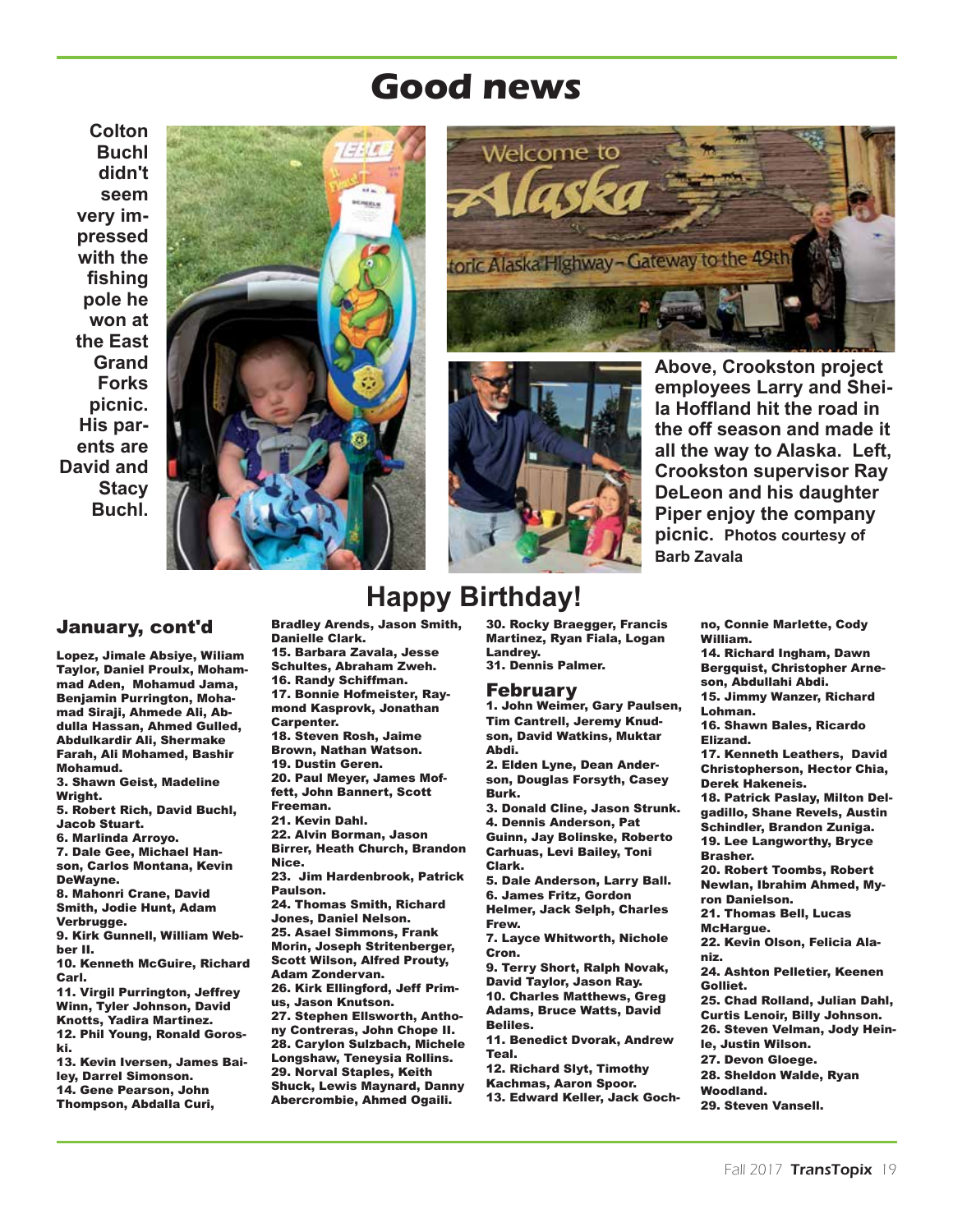# Good news

Colton Buchl didn't seem very impressed with the fishing pole he won at the East Grand Forks picnic. His parents are David and Stacy Buchl.

Above, Crookston project employees Larry and Sheila Hoffland hit the road in the off season and made it all the way to Alaska. Left, Crookston supervisor Ray DeLeon and his daughter Piper enjoy the company picnic. Photos courtesy of Barb Zavala

## Happy Birthday!

### January, cont'd

Lopez, Jimale Absiye, Wiliam Taylor, Daniel Proulx, Mohammad Aden, Mohamud Jama, Benjamin Purrington, Mohamad Siraji, Ahmede Ali, Abdulla Hassan, Ahmed Gulled, Abdulkardir Ali, Shermake Farah, Ali Mohamed, Bashir Mohamud.
3. Shawn Geist, Madeline Wright.
5. Robert Rich, David Buchl, Jacob Stuart.
6. Marlinda Arroyo.
7. Dale Gee, Michael Hanson, Carlos Montana, Kevin DeWayne.
8. Mahonri Crane, David Smith, Jodie Hunt, Adam Verbrugge.
9. Kirk Gunnell, William Webber II.
10. Kenneth McGuire, Richard Carl.
11. Virgil Purrington, Jeffrey Winn, Tyler Johnson, David Knotts, Yadira Martinez.
12. Phil Young, Ronald Goroski.
13. Kevin Iversen, James Bailey, Darrel Simonson.
14. Gene Pearson, John Thompson, Abdalla Curi, Bradley Arends, Jason Smith, Danielle Clark.
15. Barbara Zavala, Jesse Schultes, Abraham Zweh.
16. Randy Schiffman.
17. Bonnie Hofmeister, Raymond Kasprovk, Jonathan Carpenter.
18. Steven Rosh, Jaime Brown, Nathan Watson.
19. Dustin Geren.
20. Paul Meyer, James Moffett, John Bannert, Scott Freeman.
21. Kevin Dahl.
22. Alvin Borman, Jason Birrer, Heath Church, Brandon Nice.
23. Jim Hardenbrook, Patrick Paulson.
24. Thomas Smith, Richard Jones, Daniel Nelson.
25. Asael Simmons, Frank Morin, Joseph Stritenberger, Scott Wilson, Alfred Prouty, Adam Zondervan.
26. Kirk Ellingford, Jeff Primus, Jason Knutson.
27. Stephen Ellsworth, Anthony Contreras, John Chope II.
28. Carylon Sulzbach, Michele Longshaw, Teneysia Rollins.
29. Norval Staples, Keith Shuck, Lewis Maynard, Danny Abercrombie, Ahmed Ogaili.
30. Rocky Braegger, Francis Martinez, Ryan Fiala, Logan Landrey.
31. Dennis Palmer.

### February

1. John Weimer, Gary Paulsen, Tim Cantrell, Jeremy Knudson, David Watkins, Muktar Abdi.
2. Elden Lyne, Dean Anderson, Douglas Forsyth, Casey Burk.
3. Donald Cline, Jason Strunk.
4. Dennis Anderson, Pat Guinn, Jay Bolinske, Roberto Carhuas, Levi Bailey, Toni Clark.
5. Dale Anderson, Larry Ball.
6. James Fritz, Gordon Helmer, Jack Selph, Charles Frew.
7. Layce Whitworth, Nichole Cron.
9. Terry Short, Ralph Novak, David Taylor, Jason Ray.
10. Charles Matthews, Greg Adams, Bruce Watts, David Beliles.
11. Benedict Dvorak, Andrew Teal.
12. Richard Slyt, Timothy Kachmas, Aaron Spoor.
13. Edward Keller, Jack Gochno, Connie Marlette, Cody William.
14. Richard Ingham, Dawn Bergquist, Christopher Arneson, Abdullahi Abdi.
15. Jimmy Wanzer, Richard Lohman.
16. Shawn Bales, Ricardo Elizand.
17. Kenneth Leathers, David Christopherson, Hector Chia, Derek Hakeneis.
18. Patrick Paslay, Milton Delgadillo, Shane Revels, Austin Schindler, Brandon Zuniga.
19. Lee Langworthy, Bryce Brasher.
20. Robert Toombs, Robert Newlan, Ibrahim Ahmed, Myron Danielson.
21. Thomas Bell, Lucas McHargue.
22. Kevin Olson, Felicia Alaniz.
24. Ashton Pelletier, Keenen Golliet.
25. Chad Rolland, Julian Dahl, Curtis Lenoir, Billy Johnson.
26. Steven Velman, Jody Heinle, Justin Wilson.
27. Devon Gloege.
28. Sheldon Walde, Ryan Woodland.
29. Steven Vansell.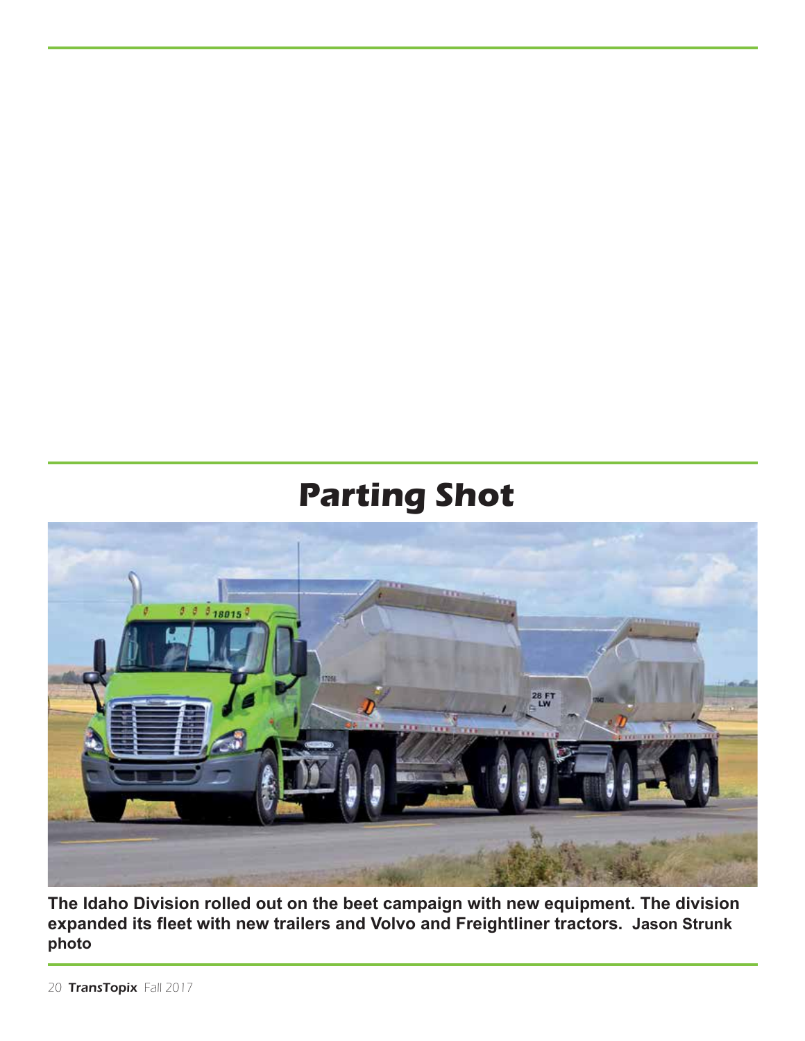## Parting Shot

**The Idaho Division rolled out on the beet campaign with new equipment. The division expanded its fleet with new trailers and Volvo and Freightliner tractors. Jason Strunk photo**